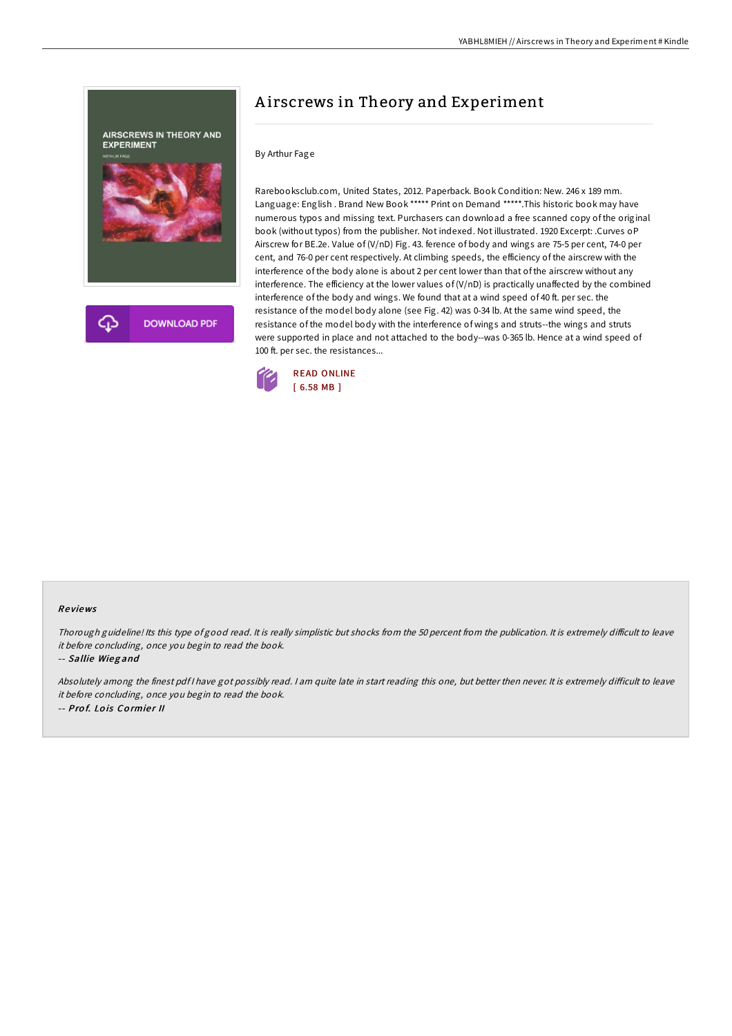# Airscrews in Theory and Experiment

By Arthur Fage

Rarebooksclub.com, United States, 2012. Paperback. Book Condition: New. 246 x 189 mm. Language: English . Brand New Book ***** Print on Demand *****.This historic book may have numerous typos and missing text. Purchasers can download a free scanned copy of the original book (without typos) from the publisher. Not indexed. Not illustrated. 1920 Excerpt: .Curves oP Airscrew for BE.2e. Value of (V/nD) Fig. 43. ference of body and wings are 75-5 per cent, 74-0 per cent, and 76-0 per cent respectively. At climbing speeds, the efficiency of the airscrew with the interference of the body alone is about 2 per cent lower than that of the airscrew without any interference. The efficiency at the lower values of (V/nD) is practically unaffected by the combined interference of the body and wings. We found that at a wind speed of 40 ft. per sec. the resistance of the model body alone (see Fig. 42) was 0-34 lb. At the same wind speed, the resistance of the model body with the interference of wings and struts--the wings and struts were supported in place and not attached to the body--was 0-365 lb. Hence at a wind speed of 100 ft. per sec. the resistances...

READ ONLINE
[ 6.58 MB ]

## Reviews

*Thorough guideline! Its this type of good read. It is really simplistic but shocks from the 50 percent from the publication. It is extremely difficult to leave it before concluding, once you begin to read the book.*

-- ***Sallie Wiegand***

*Absolutely among the finest pdf I have got possibly read. I am quite late in start reading this one, but better then never. It is extremely difficult to leave it before concluding, once you begin to read the book.*

-- ***Prof. Lois Cormier II***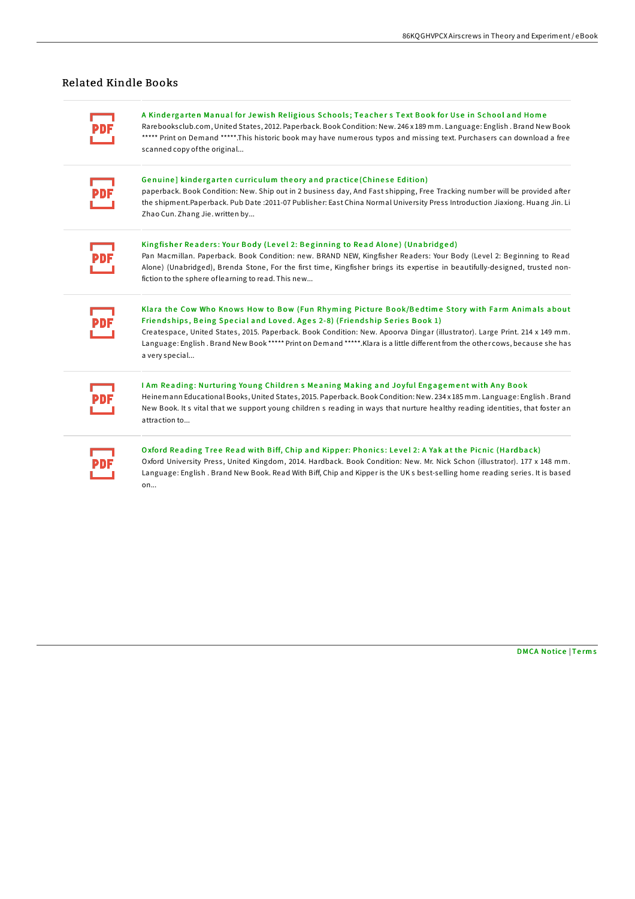## Related Kindle Books

**A Kindergarten Manual for Jewish Religious Schools; Teacher s Text Book for Use in School and Home**

Rarebooksclub.com, United States, 2012. Paperback. Book Condition: New. 246 x 189 mm. Language: English . Brand New Book ***** Print on Demand *****.This historic book may have numerous typos and missing text. Purchasers can download a free scanned copy of the original...

**Genuine] kindergarten curriculum theory and practice(Chinese Edition)**

paperback. Book Condition: New. Ship out in 2 business day, And Fast shipping, Free Tracking number will be provided after the shipment.Paperback. Pub Date :2011-07 Publisher: East China Normal University Press Introduction Jiaxiong. Huang Jin. Li Zhao Cun. Zhang Jie. written by...

**Kingfisher Readers: Your Body (Level 2: Beginning to Read Alone) (Unabridged)**

Pan Macmillan. Paperback. Book Condition: new. BRAND NEW, Kingfisher Readers: Your Body (Level 2: Beginning to Read Alone) (Unabridged), Brenda Stone, For the first time, Kingfisher brings its expertise in beautifully-designed, trusted non-fiction to the sphere of learning to read. This new...

**Klara the Cow Who Knows How to Bow (Fun Rhyming Picture Book/Bedtime Story with Farm Animals about Friendships, Being Special and Loved. Ages 2-8) (Friendship Series Book 1)**

Createspace, United States, 2015. Paperback. Book Condition: New. Apoorva Dingar (illustrator). Large Print. 214 x 149 mm. Language: English . Brand New Book ***** Print on Demand *****.Klara is a little different from the other cows, because she has a very special...

**I Am Reading: Nurturing Young Children s Meaning Making and Joyful Engagement with Any Book**

Heinemann Educational Books, United States, 2015. Paperback. Book Condition: New. 234 x 185 mm. Language: English . Brand New Book. It s vital that we support young children s reading in ways that nurture healthy reading identities, that foster an attraction to...

**Oxford Reading Tree Read with Biff, Chip and Kipper: Phonics: Level 2: A Yak at the Picnic (Hardback)**

Oxford University Press, United Kingdom, 2014. Hardback. Book Condition: New. Mr. Nick Schon (illustrator). 177 x 148 mm. Language: English . Brand New Book. Read With Biff, Chip and Kipper is the UK s best-selling home reading series. It is based on...